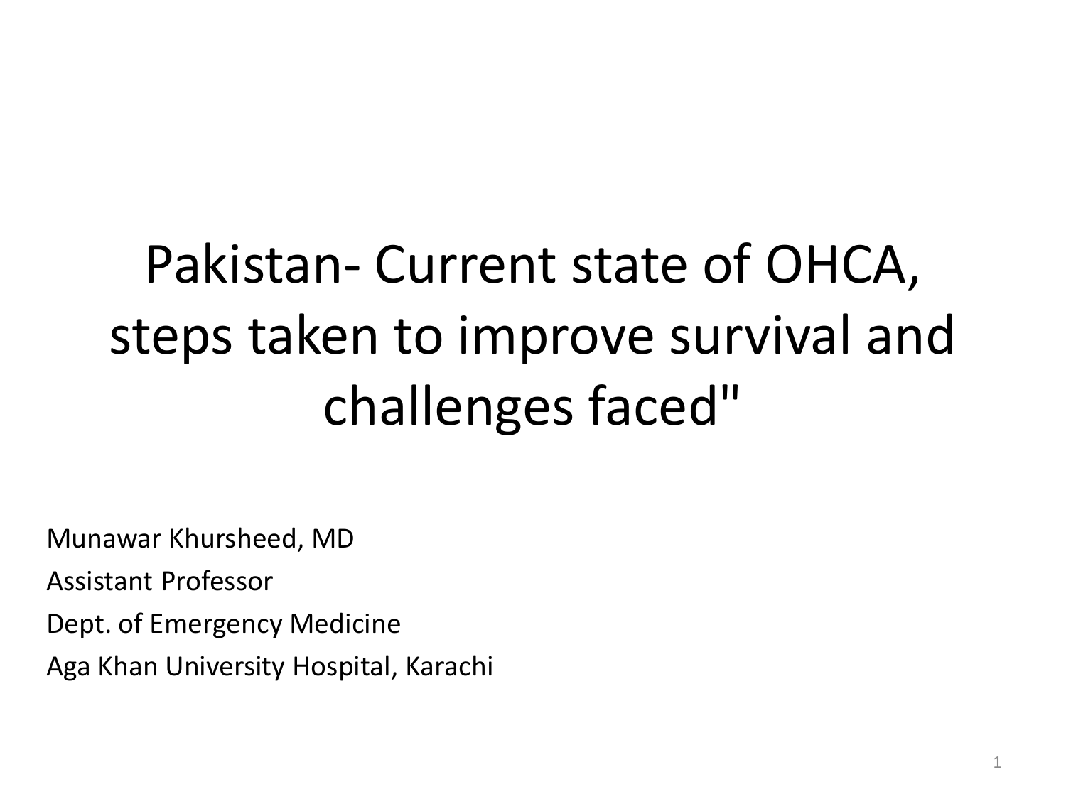# Pakistan- Current state of OHCA, steps taken to improve survival and challenges faced"

Munawar Khursheed, MD

Assistant Professor

Dept. of Emergency Medicine

Aga Khan University Hospital, Karachi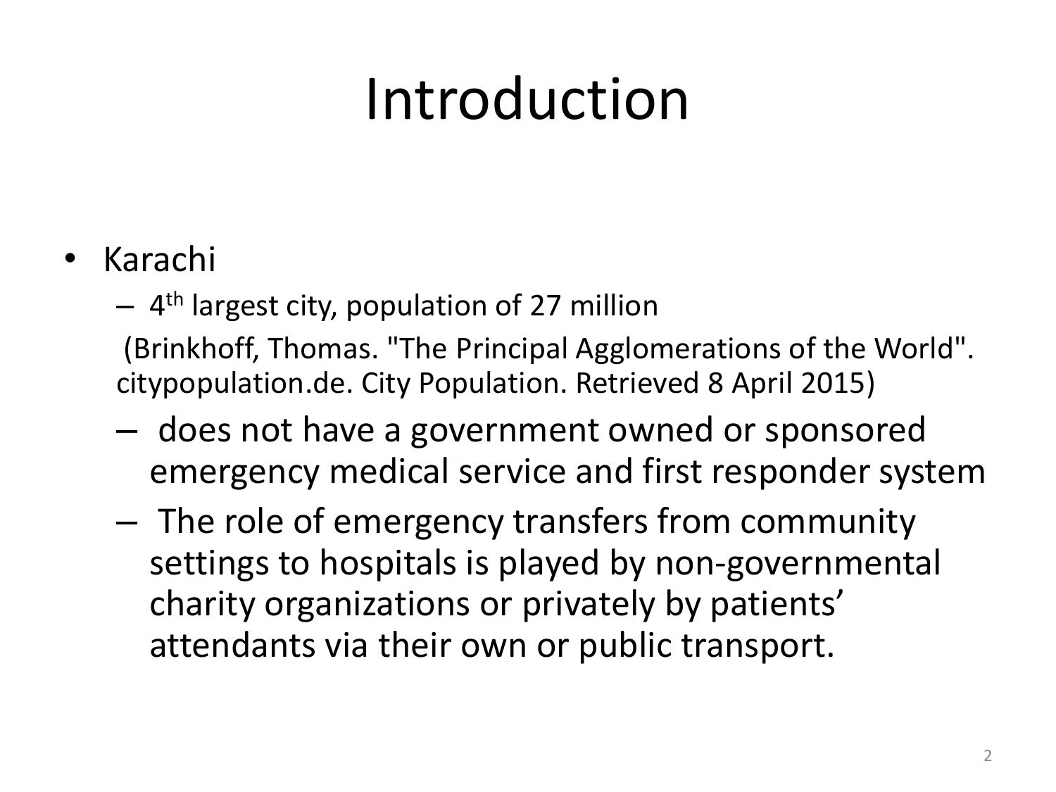# Introduction

- Karachi
  - 4th largest city, population of 27 million

    (Brinkhoff, Thomas. "The Principal Agglomerations of the World". citypopulation.de. City Population. Retrieved 8 April 2015)
  - does not have a government owned or sponsored emergency medical service and first responder system
  - The role of emergency transfers from community settings to hospitals is played by non-governmental charity organizations or privately by patients' attendants via their own or public transport.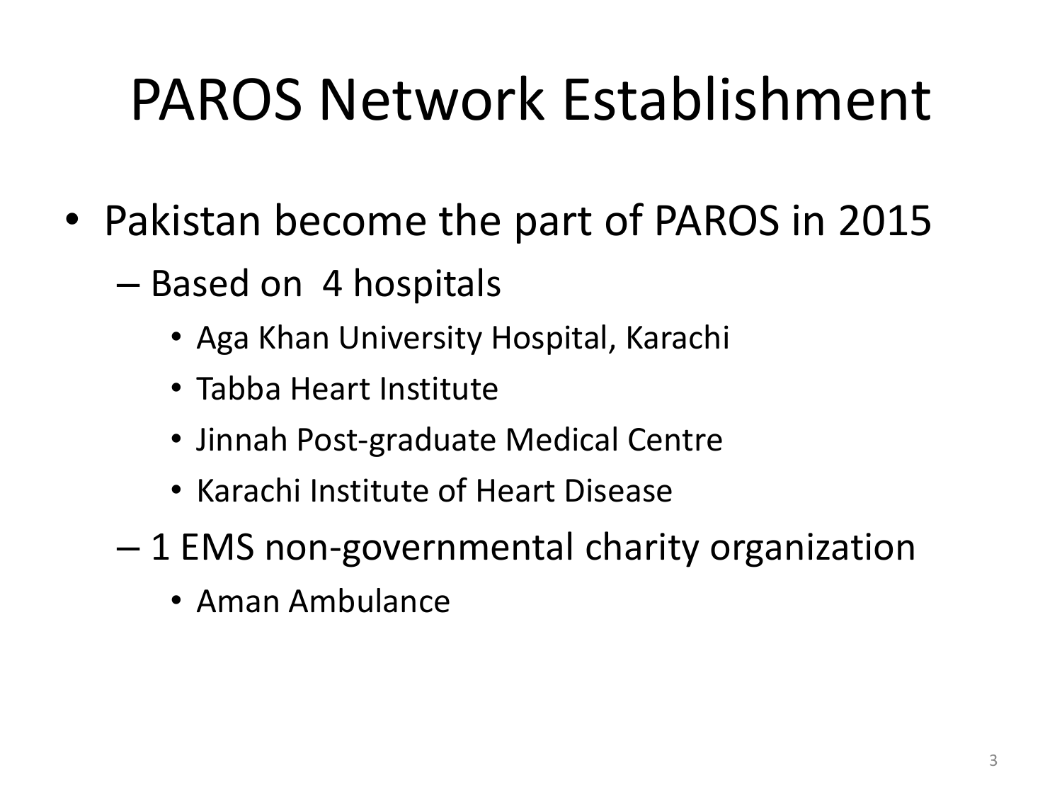# PAROS Network Establishment

- Pakistan become the part of PAROS in 2015
  - Based on 4 hospitals
    - Aga Khan University Hospital, Karachi
    - Tabba Heart Institute
    - Jinnah Post-graduate Medical Centre
    - Karachi Institute of Heart Disease
  - 1 EMS non-governmental charity organization
    - Aman Ambulance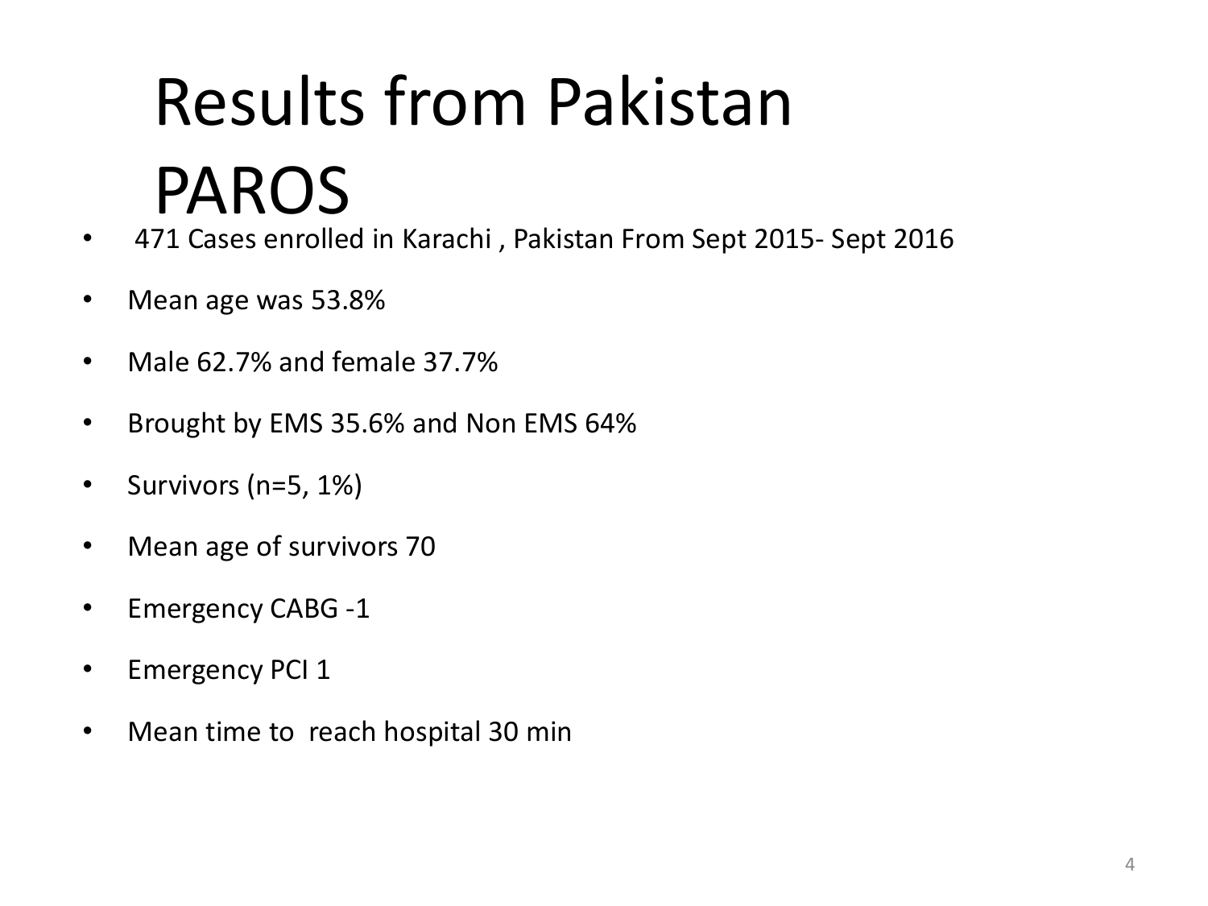# Results from Pakistan PAROS

- 471 Cases enrolled in Karachi , Pakistan From Sept 2015- Sept 2016
- Mean age was 53.8%
- Male 62.7% and female 37.7%
- Brought by EMS 35.6% and Non EMS 64%
- Survivors (n=5, 1%)
- Mean age of survivors 70
- Emergency CABG -1
- Emergency PCI 1
- Mean time to reach hospital 30 min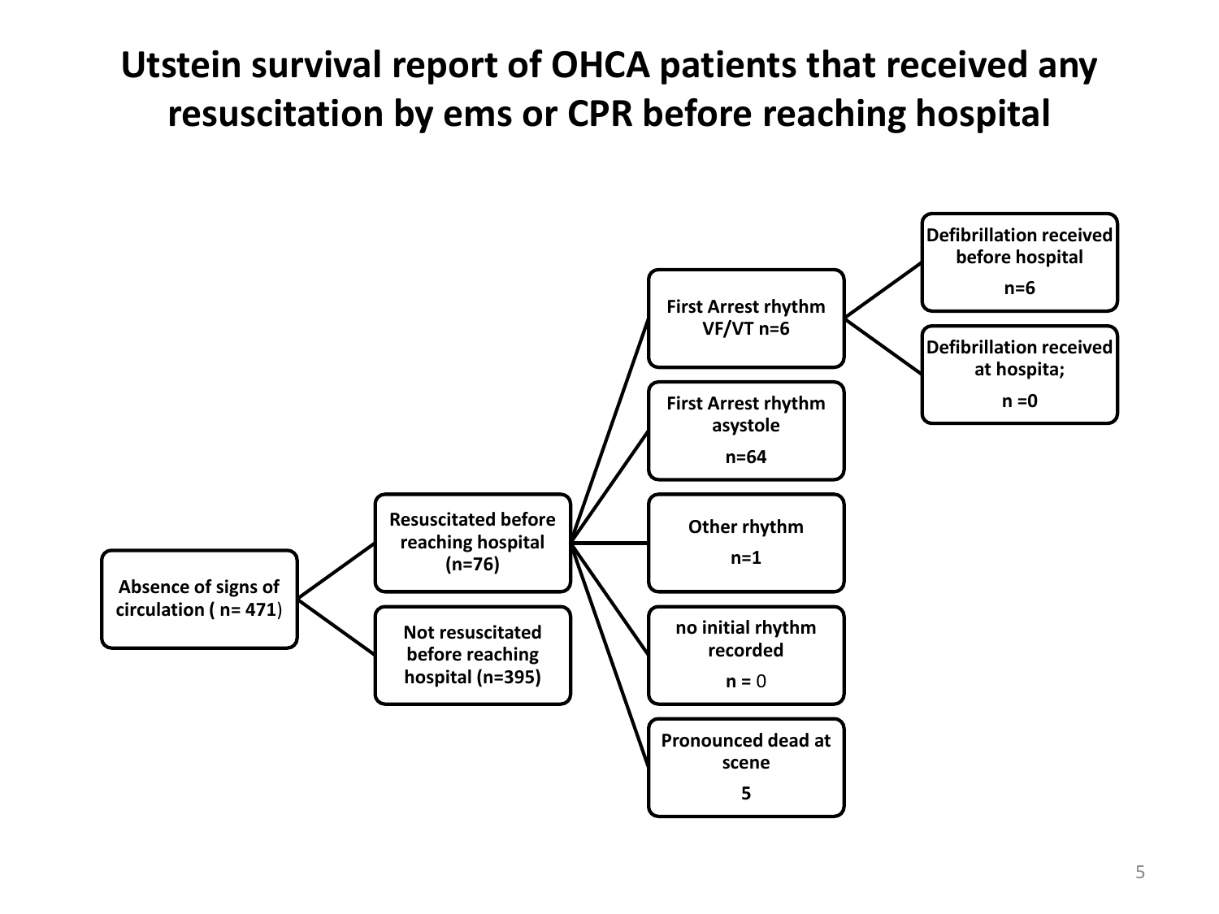# Utstein survival report of OHCA patients that received any resuscitation by ems or CPR before reaching hospital

- **Absence of signs of circulation ( n= 471)**
  - **Resuscitated before reaching hospital (n=76)**
    - **First Arrest rhythm VF/VT n=6**
      - **Defibrillation received before hospital**

        **n=6**
      - **Defibrillation received at hospita;**

        **n =0**
    - **First Arrest rhythm asystole**

      **n=64**
    - **Other rhythm**

      **n=1**
    - **no initial rhythm recorded**

      **n =** 0
    - **Pronounced dead at scene**

      **5**
  - **Not resuscitated before reaching hospital (n=395)**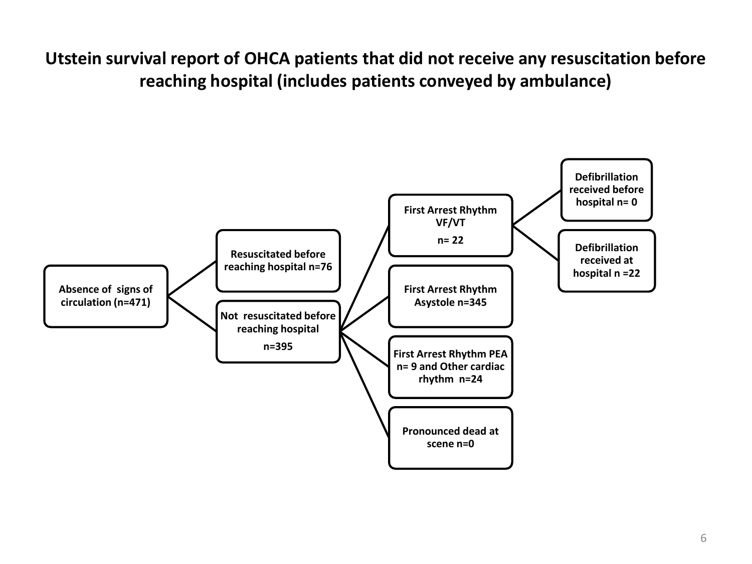## Utstein survival report of OHCA patients that did not receive any resuscitation before reaching hospital (includes patients conveyed by ambulance)

- **Absence of signs of circulation (n=471)**
  - **Resuscitated before reaching hospital n=76**
  - **Not resuscitated before reaching hospital n=395**
    - **First Arrest Rhythm VF/VT n= 22**
      - **Defibrillation received before hospital n= 0**
      - **Defibrillation received at hospital n =22**
    - **First Arrest Rhythm Asystole n=345**
    - **First Arrest Rhythm PEA n= 9 and Other cardiac rhythm n=24**
    - **Pronounced dead at scene n=0**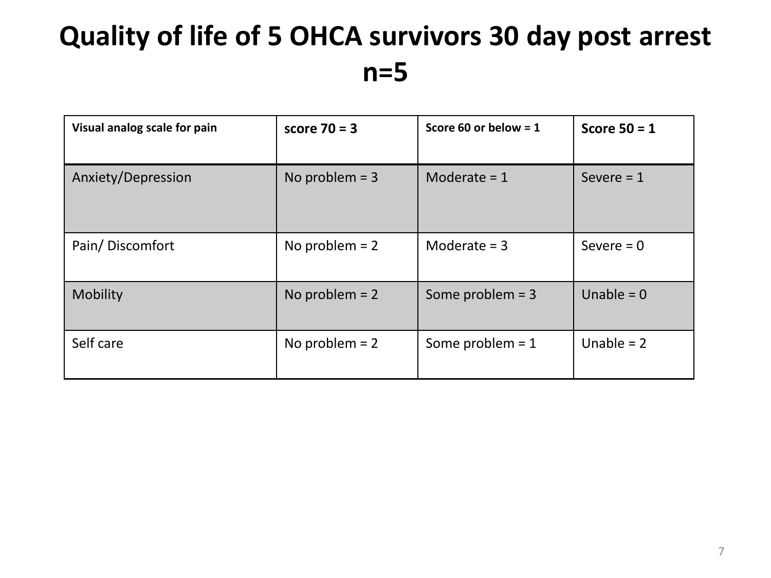# Quality of life of 5 OHCA survivors 30 day post arrest n=5

| **Visual analog scale for pain** | **score 70 = 3** | **Score 60 or below = 1** | **Score 50 = 1** |
|---|---|---|---|
| Anxiety/Depression | No problem = 3 | Moderate = 1 | Severe = 1 |
| Pain/ Discomfort | No problem = 2 | Moderate = 3 | Severe = 0 |
| Mobility | No problem = 2 | Some problem = 3 | Unable = 0 |
| Self care | No problem = 2 | Some problem = 1 | Unable = 2 |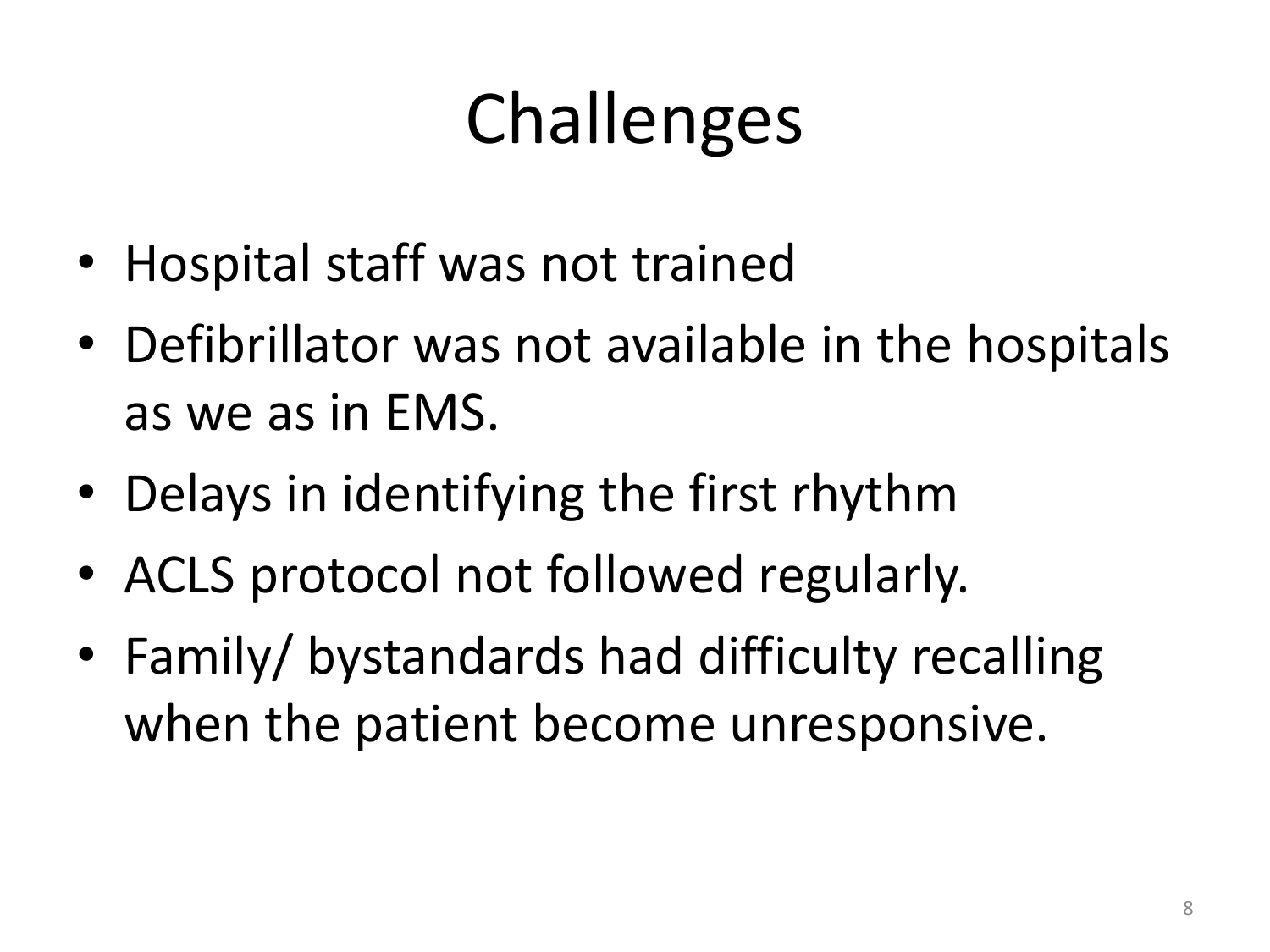# Challenges

- Hospital staff was not trained
- Defibrillator was not available in the hospitals as we as in EMS.
- Delays in identifying the first rhythm
- ACLS protocol not followed regularly.
- Family/ bystandards had difficulty recalling when the patient become unresponsive.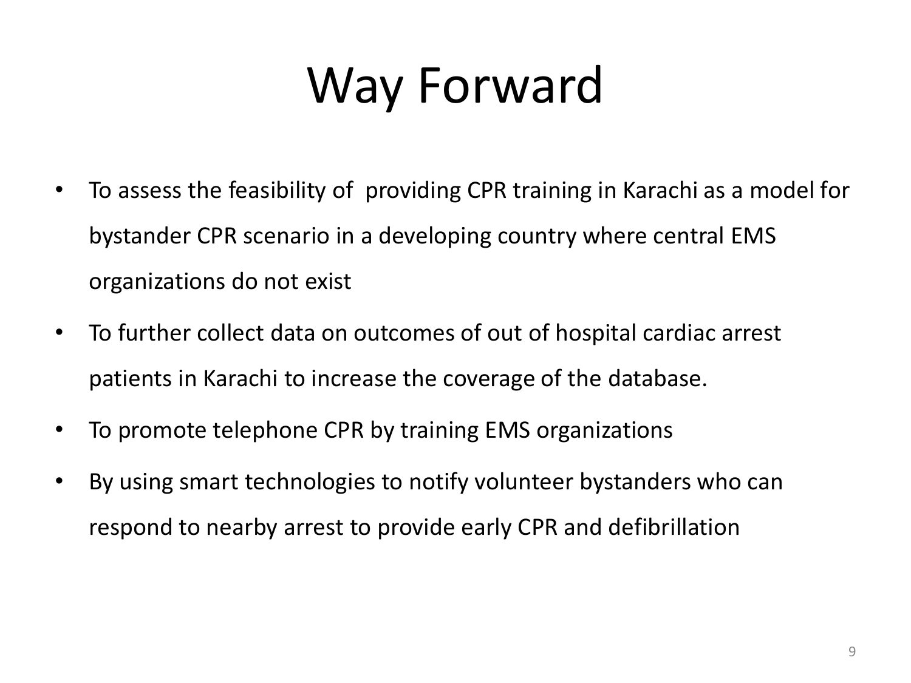# Way Forward

- To assess the feasibility of providing CPR training in Karachi as a model for bystander CPR scenario in a developing country where central EMS organizations do not exist
- To further collect data on outcomes of out of hospital cardiac arrest patients in Karachi to increase the coverage of the database.
- To promote telephone CPR by training EMS organizations
- By using smart technologies to notify volunteer bystanders who can respond to nearby arrest to provide early CPR and defibrillation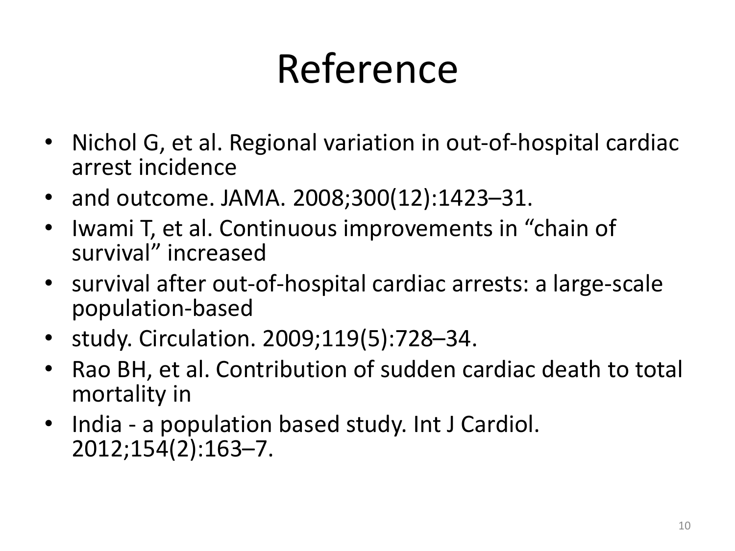# Reference

- Nichol G, et al. Regional variation in out-of-hospital cardiac arrest incidence
- and outcome. JAMA. 2008;300(12):1423–31.
- Iwami T, et al. Continuous improvements in “chain of survival” increased
- survival after out-of-hospital cardiac arrests: a large-scale population-based
- study. Circulation. 2009;119(5):728–34.
- Rao BH, et al. Contribution of sudden cardiac death to total mortality in
- India - a population based study. Int J Cardiol. 2012;154(2):163–7.